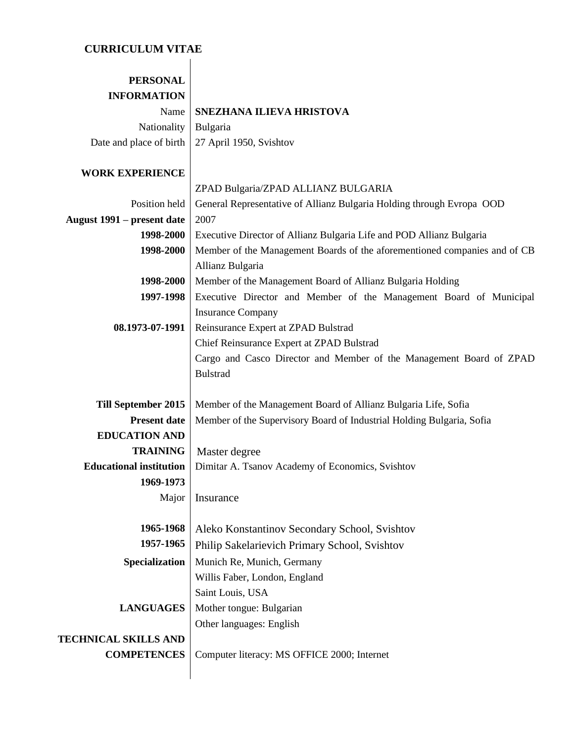# CURRICULUM VITAE

| | |
|---|---|
| **PERSONAL INFORMATION** | |
| Name | **SNEZHANA ILIEVA HRISTOVA** |
| Nationality | Bulgaria |
| Date and place of birth | 27 April 1950, Svishtov |
| | |
| **WORK EXPERIENCE** | |
| | ZPAD Bulgaria/ZPAD ALLIANZ BULGARIA |
| Position held | General Representative of Allianz Bulgaria Holding through Evropa OOD |
| **August 1991 – present date** | 2007 |
| **1998-2000** | Executive Director of Allianz Bulgaria Life and POD Allianz Bulgaria |
| **1998-2000** | Member of the Management Boards of the aforementioned companies and of CB Allianz Bulgaria |
| **1998-2000** | Member of the Management Board of Allianz Bulgaria Holding |
| **1997-1998** | Executive Director and Member of the Management Board of Municipal Insurance Company |
| **08.1973-07-1991** | Reinsurance Expert at ZPAD Bulstrad |
| | Chief Reinsurance Expert at ZPAD Bulstrad |
| | Cargo and Casco Director and Member of the Management Board of ZPAD Bulstrad |
| | |
| **Till September 2015** | Member of the Management Board of Allianz Bulgaria Life, Sofia |
| **Present date** | Member of the Supervisory Board of Industrial Holding Bulgaria, Sofia |
| **EDUCATION AND TRAINING** | Master degree |
| **Educational institution** | Dimitar A. Tsanov Academy of Economics, Svishtov |
| **1969-1973** | |
| Major | Insurance |
| | |
| **1965-1968** | Aleko Konstantinov Secondary School, Svishtov |
| **1957-1965** | Philip Sakelarievich Primary School, Svishtov |
| **Specialization** | Munich Re, Munich, Germany |
| | Willis Faber, London, England |
| | Saint Louis, USA |
| **LANGUAGES** | Mother tongue: Bulgarian |
| | Other languages: English |
| **TECHNICAL SKILLS AND COMPETENCES** | Computer literacy: MS OFFICE 2000; Internet |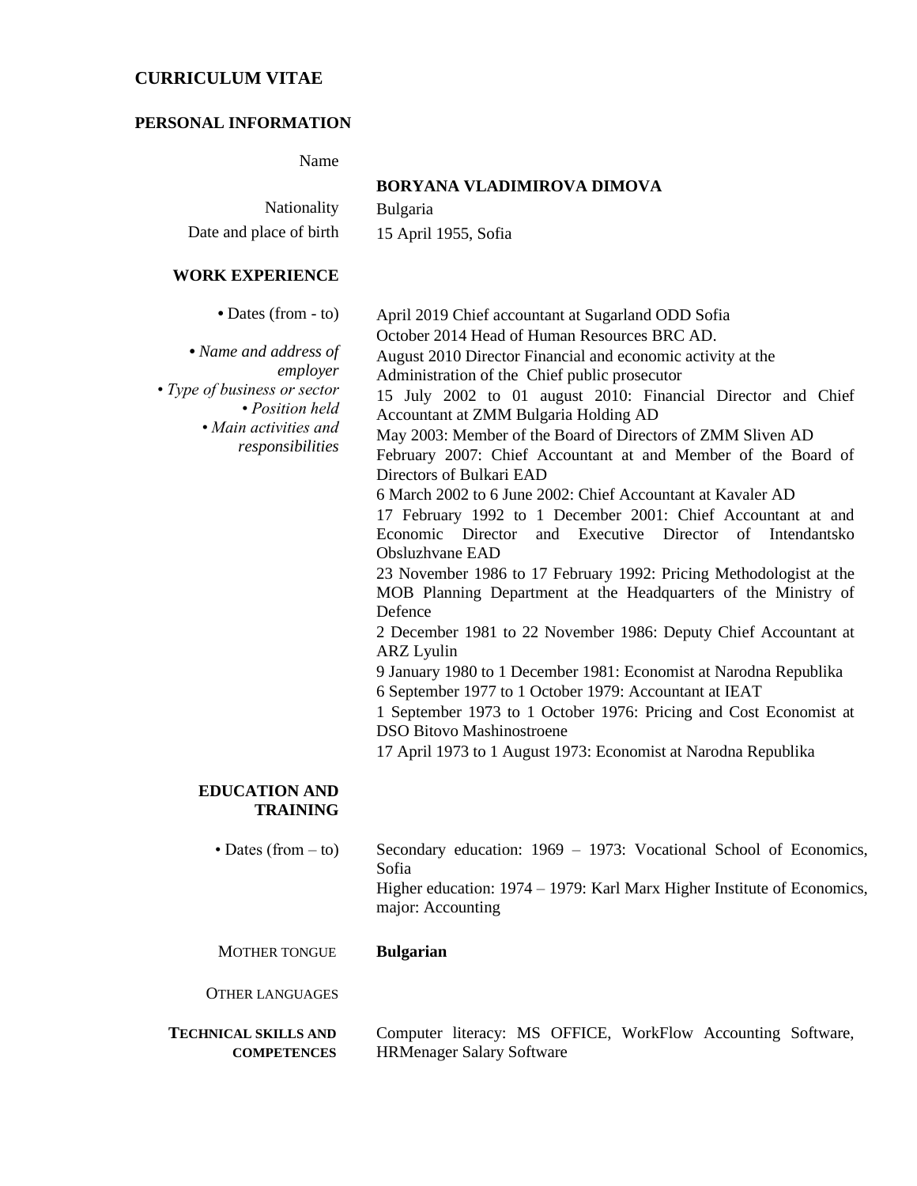# CURRICULUM VITAE

## PERSONAL INFORMATION

| | |
|---|---|
| Name | **BORYANA VLADIMIROVA DIMOVA** |
| Nationality | Bulgaria |
| Date and place of birth | 15 April 1955, Sofia |

## WORK EXPERIENCE

• Dates (from - to)
• *Name and address of employer*
• *Type of business or sector*
• *Position held*
• *Main activities and responsibilities*

April 2019 Chief accountant at Sugarland ODD Sofia
October 2014 Head of Human Resources BRC AD.
August 2010 Director Financial and economic activity at the Administration of the Chief public prosecutor
15 July 2002 to 01 august 2010: Financial Director and Chief Accountant at ZMM Bulgaria Holding AD
May 2003: Member of the Board of Directors of ZMM Sliven AD
February 2007: Chief Accountant at and Member of the Board of Directors of Bulkari EAD
6 March 2002 to 6 June 2002: Chief Accountant at Kavaler AD
17 February 1992 to 1 December 2001: Chief Accountant at and Economic Director and Executive Director of Intendantsko Obsluzhvane EAD
23 November 1986 to 17 February 1992: Pricing Methodologist at the MOB Planning Department at the Headquarters of the Ministry of Defence
2 December 1981 to 22 November 1986: Deputy Chief Accountant at ARZ Lyulin
9 January 1980 to 1 December 1981: Economist at Narodna Republika
6 September 1977 to 1 October 1979: Accountant at IEAT
1 September 1973 to 1 October 1976: Pricing and Cost Economist at DSO Bitovo Mashinostroene
17 April 1973 to 1 August 1973: Economist at Narodna Republika

## EDUCATION AND TRAINING

• Dates (from – to)

Secondary education: 1969 – 1973: Vocational School of Economics, Sofia
Higher education: 1974 – 1979: Karl Marx Higher Institute of Economics, major: Accounting

| | |
|---|---|
| MOTHER TONGUE | **Bulgarian** |
| OTHER LANGUAGES | |
| **TECHNICAL SKILLS AND COMPETENCES** | Computer literacy: MS OFFICE, WorkFlow Accounting Software, HRMenager Salary Software |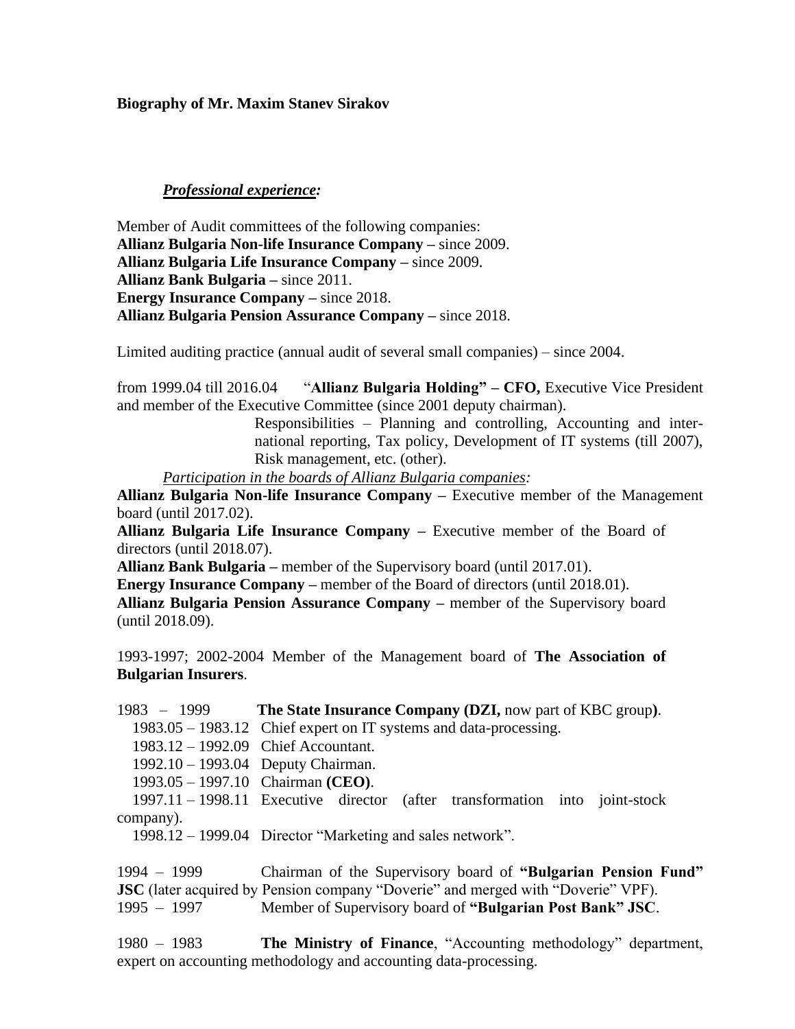**Biography of Mr. Maxim Stanev Sirakov**

***Professional experience:***

Member of Audit committees of the following companies:
**Allianz Bulgaria Non-life Insurance Company –** since 2009.
**Allianz Bulgaria Life Insurance Company –** since 2009.
**Allianz Bank Bulgaria –** since 2011.
**Energy Insurance Company –** since 2018.
**Allianz Bulgaria Pension Assurance Company –** since 2018.

Limited auditing practice (annual audit of several small companies) – since 2004.

from 1999.04 till 2016.04 "**Allianz Bulgaria Holding" – CFO,** Executive Vice President and member of the Executive Committee (since 2001 deputy chairman).

Responsibilities – Planning and controlling, Accounting and international reporting, Tax policy, Development of IT systems (till 2007), Risk management, etc. (other).

*Participation in the boards of Allianz Bulgaria companies:*

**Allianz Bulgaria Non-life Insurance Company –** Executive member of the Management board (until 2017.02).
**Allianz Bulgaria Life Insurance Company –** Executive member of the Board of directors (until 2018.07).
**Allianz Bank Bulgaria –** member of the Supervisory board (until 2017.01).
**Energy Insurance Company –** member of the Board of directors (until 2018.01).
**Allianz Bulgaria Pension Assurance Company –** member of the Supervisory board (until 2018.09).

1993-1997; 2002-2004 Member of the Management board of **The Association of Bulgarian Insurers**.

1983 – 1999 **The State Insurance Company (DZI,** now part of KBC group**)**.

- 1983.05 – 1983.12 Chief expert on IT systems and data-processing.
- 1983.12 – 1992.09 Chief Accountant.
- 1992.10 – 1993.04 Deputy Chairman.
- 1993.05 – 1997.10 Chairman **(CEO)**.
- 1997.11 – 1998.11 Executive director (after transformation into joint-stock company).
- 1998.12 – 1999.04 Director "Marketing and sales network".

1994 – 1999 Chairman of the Supervisory board of **"Bulgarian Pension Fund" JSC** (later acquired by Pension company "Doverie" and merged with "Doverie" VPF).
1995 – 1997 Member of Supervisory board of **"Bulgarian Post Bank" JSC**.

1980 – 1983 **The Ministry of Finance**, "Accounting methodology" department, expert on accounting methodology and accounting data-processing.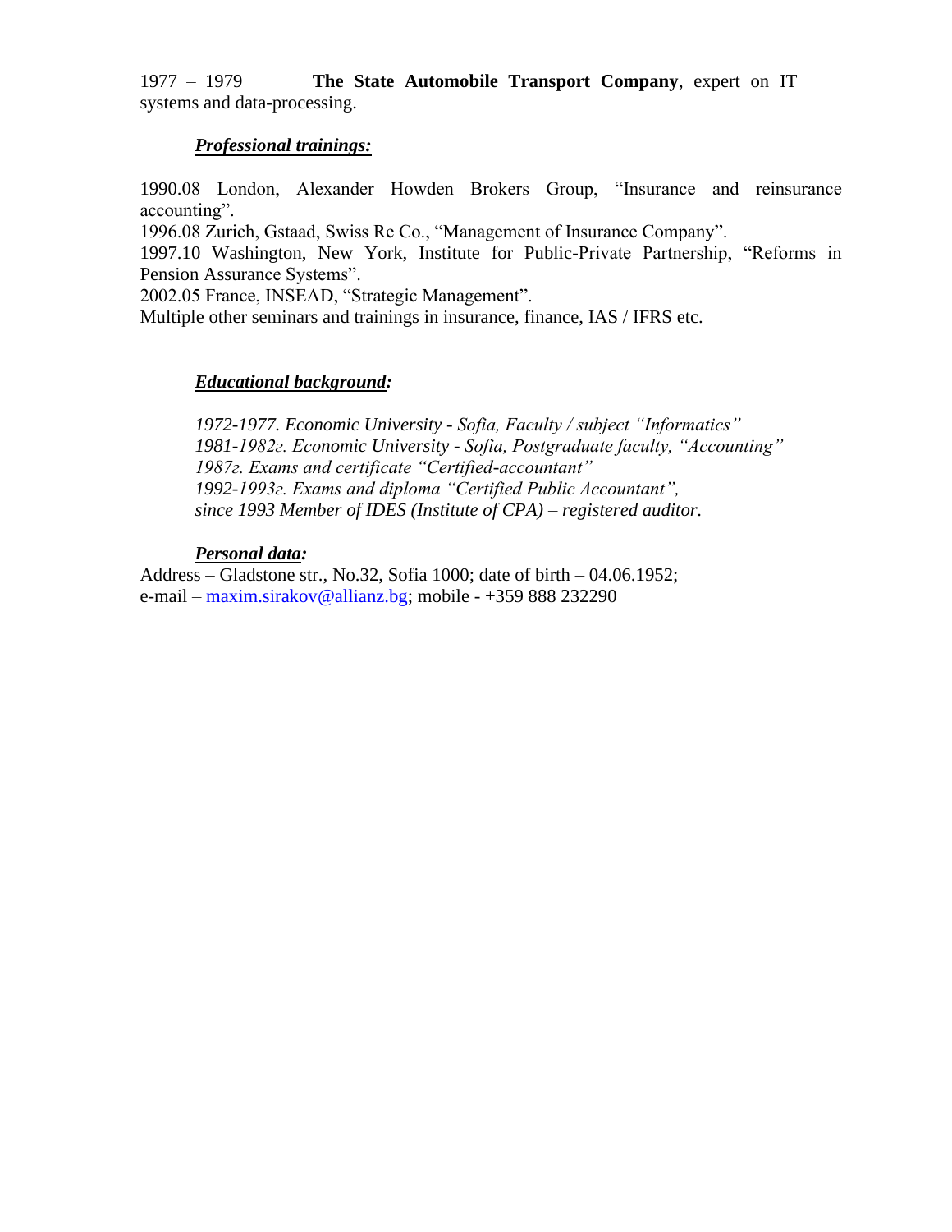1977 – 1979 **The State Automobile Transport Company**, expert on IT systems and data-processing.

***Professional trainings:***

1990.08 London, Alexander Howden Brokers Group, "Insurance and reinsurance accounting".
1996.08 Zurich, Gstaad, Swiss Re Co., "Management of Insurance Company".
1997.10 Washington, New York, Institute for Public-Private Partnership, "Reforms in Pension Assurance Systems".
2002.05 France, INSEAD, "Strategic Management".
Multiple other seminars and trainings in insurance, finance, IAS / IFRS etc.

***Educational background:***

*1972-1977. Economic University - Sofia, Faculty / subject "Informatics"*
*1981-1982г. Economic University - Sofia, Postgraduate faculty, "Accounting"*
*1987г. Exams and certificate "Certified-accountant"*
*1992-1993г. Exams and diploma "Certified Public Accountant",*
*since 1993 Member of IDES (Institute of CPA) – registered auditor.*

***Personal data:***

Address – Gladstone str., No.32, Sofia 1000; date of birth – 04.06.1952;
e-mail – maxim.sirakov@allianz.bg; mobile - +359 888 232290